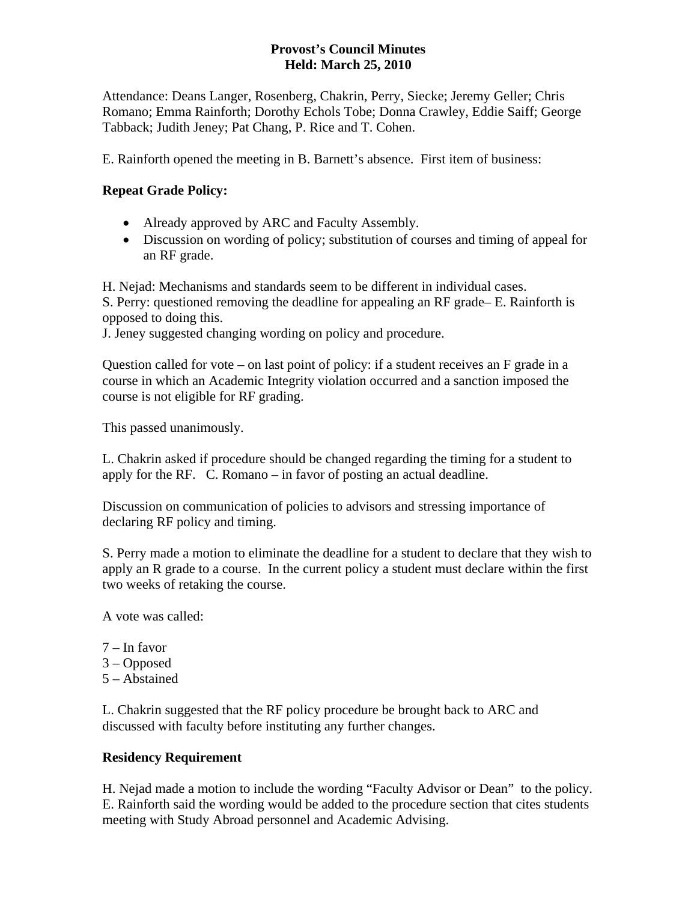# Provost's Council Minutes
## Held: March 25, 2010

Attendance: Deans Langer, Rosenberg, Chakrin, Perry, Siecke; Jeremy Geller; Chris Romano; Emma Rainforth; Dorothy Echols Tobe; Donna Crawley, Eddie Saiff; George Tabback; Judith Jeney; Pat Chang, P. Rice and T. Cohen.

E. Rainforth opened the meeting in B. Barnett's absence. First item of business:

**Repeat Grade Policy:**

- Already approved by ARC and Faculty Assembly.
- Discussion on wording of policy; substitution of courses and timing of appeal for an RF grade.

H. Nejad: Mechanisms and standards seem to be different in individual cases.
S. Perry: questioned removing the deadline for appealing an RF grade– E. Rainforth is opposed to doing this.
J. Jeney suggested changing wording on policy and procedure.

Question called for vote – on last point of policy: if a student receives an F grade in a course in which an Academic Integrity violation occurred and a sanction imposed the course is not eligible for RF grading.

This passed unanimously.

L. Chakrin asked if procedure should be changed regarding the timing for a student to apply for the RF. C. Romano – in favor of posting an actual deadline.

Discussion on communication of policies to advisors and stressing importance of declaring RF policy and timing.

S. Perry made a motion to eliminate the deadline for a student to declare that they wish to apply an R grade to a course. In the current policy a student must declare within the first two weeks of retaking the course.

A vote was called:

7 – In favor
3 – Opposed
5 – Abstained

L. Chakrin suggested that the RF policy procedure be brought back to ARC and discussed with faculty before instituting any further changes.

**Residency Requirement**

H. Nejad made a motion to include the wording "Faculty Advisor or Dean" to the policy. E. Rainforth said the wording would be added to the procedure section that cites students meeting with Study Abroad personnel and Academic Advising.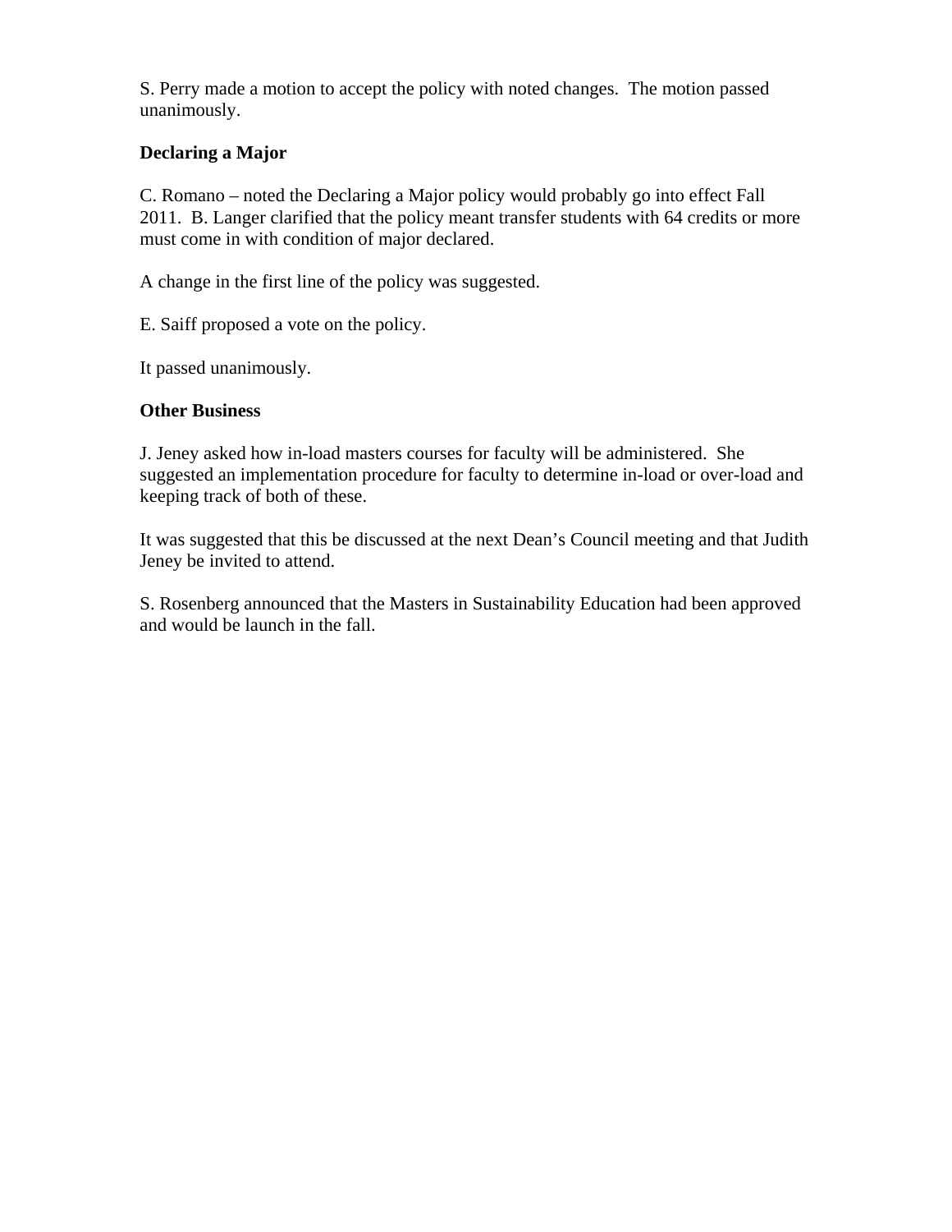S. Perry made a motion to accept the policy with noted changes. The motion passed unanimously.

**Declaring a Major**

C. Romano – noted the Declaring a Major policy would probably go into effect Fall 2011. B. Langer clarified that the policy meant transfer students with 64 credits or more must come in with condition of major declared.

A change in the first line of the policy was suggested.

E. Saiff proposed a vote on the policy.

It passed unanimously.

**Other Business**

J. Jeney asked how in-load masters courses for faculty will be administered. She suggested an implementation procedure for faculty to determine in-load or over-load and keeping track of both of these.

It was suggested that this be discussed at the next Dean's Council meeting and that Judith Jeney be invited to attend.

S. Rosenberg announced that the Masters in Sustainability Education had been approved and would be launch in the fall.